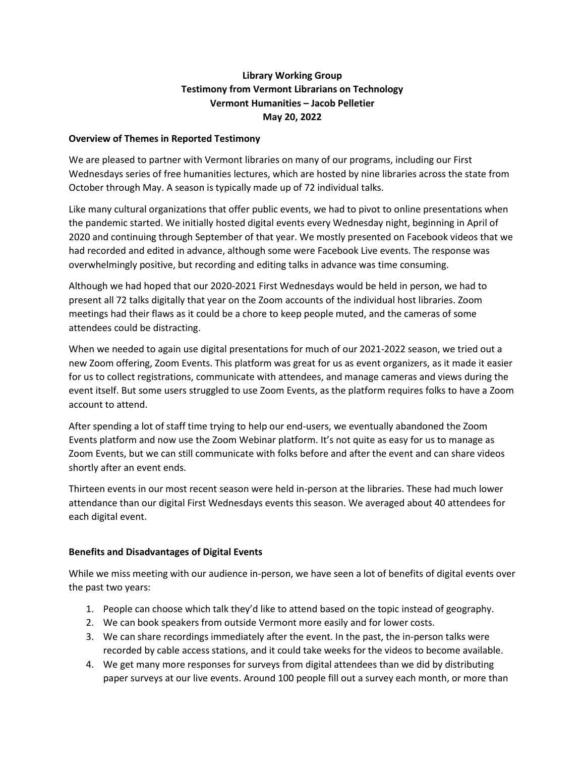**Library Working Group**
**Testimony from Vermont Librarians on Technology**
**Vermont Humanities – Jacob Pelletier**
**May 20, 2022**

## Overview of Themes in Reported Testimony

We are pleased to partner with Vermont libraries on many of our programs, including our First Wednesdays series of free humanities lectures, which are hosted by nine libraries across the state from October through May. A season is typically made up of 72 individual talks.

Like many cultural organizations that offer public events, we had to pivot to online presentations when the pandemic started. We initially hosted digital events every Wednesday night, beginning in April of 2020 and continuing through September of that year. We mostly presented on Facebook videos that we had recorded and edited in advance, although some were Facebook Live events. The response was overwhelmingly positive, but recording and editing talks in advance was time consuming.

Although we had hoped that our 2020-2021 First Wednesdays would be held in person, we had to present all 72 talks digitally that year on the Zoom accounts of the individual host libraries. Zoom meetings had their flaws as it could be a chore to keep people muted, and the cameras of some attendees could be distracting.

When we needed to again use digital presentations for much of our 2021-2022 season, we tried out a new Zoom offering, Zoom Events. This platform was great for us as event organizers, as it made it easier for us to collect registrations, communicate with attendees, and manage cameras and views during the event itself. But some users struggled to use Zoom Events, as the platform requires folks to have a Zoom account to attend.

After spending a lot of staff time trying to help our end-users, we eventually abandoned the Zoom Events platform and now use the Zoom Webinar platform. It's not quite as easy for us to manage as Zoom Events, but we can still communicate with folks before and after the event and can share videos shortly after an event ends.

Thirteen events in our most recent season were held in-person at the libraries. These had much lower attendance than our digital First Wednesdays events this season. We averaged about 40 attendees for each digital event.

## Benefits and Disadvantages of Digital Events

While we miss meeting with our audience in-person, we have seen a lot of benefits of digital events over the past two years:

1. People can choose which talk they'd like to attend based on the topic instead of geography.
2. We can book speakers from outside Vermont more easily and for lower costs.
3. We can share recordings immediately after the event. In the past, the in-person talks were recorded by cable access stations, and it could take weeks for the videos to become available.
4. We get many more responses for surveys from digital attendees than we did by distributing paper surveys at our live events. Around 100 people fill out a survey each month, or more than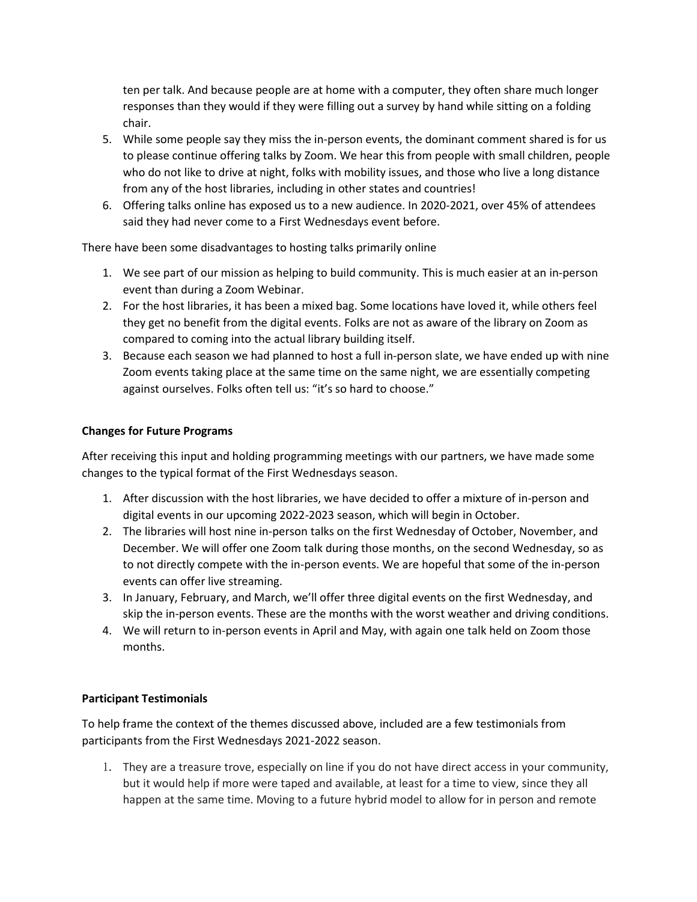ten per talk. And because people are at home with a computer, they often share much longer responses than they would if they were filling out a survey by hand while sitting on a folding chair.

5. While some people say they miss the in-person events, the dominant comment shared is for us to please continue offering talks by Zoom. We hear this from people with small children, people who do not like to drive at night, folks with mobility issues, and those who live a long distance from any of the host libraries, including in other states and countries!
6. Offering talks online has exposed us to a new audience. In 2020-2021, over 45% of attendees said they had never come to a First Wednesdays event before.

There have been some disadvantages to hosting talks primarily online

1. We see part of our mission as helping to build community. This is much easier at an in-person event than during a Zoom Webinar.
2. For the host libraries, it has been a mixed bag. Some locations have loved it, while others feel they get no benefit from the digital events. Folks are not as aware of the library on Zoom as compared to coming into the actual library building itself.
3. Because each season we had planned to host a full in-person slate, we have ended up with nine Zoom events taking place at the same time on the same night, we are essentially competing against ourselves. Folks often tell us: "it's so hard to choose."

**Changes for Future Programs**

After receiving this input and holding programming meetings with our partners, we have made some changes to the typical format of the First Wednesdays season.

1. After discussion with the host libraries, we have decided to offer a mixture of in-person and digital events in our upcoming 2022-2023 season, which will begin in October.
2. The libraries will host nine in-person talks on the first Wednesday of October, November, and December. We will offer one Zoom talk during those months, on the second Wednesday, so as to not directly compete with the in-person events. We are hopeful that some of the in-person events can offer live streaming.
3. In January, February, and March, we'll offer three digital events on the first Wednesday, and skip the in-person events. These are the months with the worst weather and driving conditions.
4. We will return to in-person events in April and May, with again one talk held on Zoom those months.

**Participant Testimonials**

To help frame the context of the themes discussed above, included are a few testimonials from participants from the First Wednesdays 2021-2022 season.

1. They are a treasure trove, especially on line if you do not have direct access in your community, but it would help if more were taped and available, at least for a time to view, since they all happen at the same time. Moving to a future hybrid model to allow for in person and remote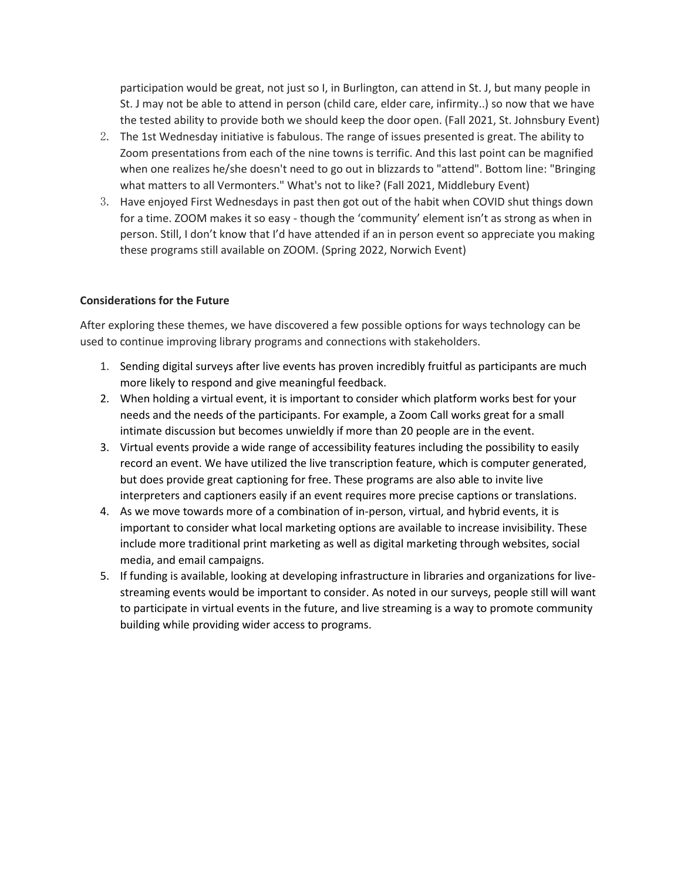participation would be great, not just so I, in Burlington, can attend in St. J, but many people in St. J may not be able to attend in person (child care, elder care, infirmity..) so now that we have the tested ability to provide both we should keep the door open. (Fall 2021, St. Johnsbury Event)

2. The 1st Wednesday initiative is fabulous. The range of issues presented is great. The ability to Zoom presentations from each of the nine towns is terrific. And this last point can be magnified when one realizes he/she doesn't need to go out in blizzards to "attend". Bottom line: "Bringing what matters to all Vermonters." What's not to like? (Fall 2021, Middlebury Event)
3. Have enjoyed First Wednesdays in past then got out of the habit when COVID shut things down for a time. ZOOM makes it so easy - though the 'community' element isn't as strong as when in person. Still, I don't know that I'd have attended if an in person event so appreciate you making these programs still available on ZOOM. (Spring 2022, Norwich Event)

**Considerations for the Future**

After exploring these themes, we have discovered a few possible options for ways technology can be used to continue improving library programs and connections with stakeholders.

1. Sending digital surveys after live events has proven incredibly fruitful as participants are much more likely to respond and give meaningful feedback.
2. When holding a virtual event, it is important to consider which platform works best for your needs and the needs of the participants. For example, a Zoom Call works great for a small intimate discussion but becomes unwieldly if more than 20 people are in the event.
3. Virtual events provide a wide range of accessibility features including the possibility to easily record an event. We have utilized the live transcription feature, which is computer generated, but does provide great captioning for free. These programs are also able to invite live interpreters and captioners easily if an event requires more precise captions or translations.
4. As we move towards more of a combination of in-person, virtual, and hybrid events, it is important to consider what local marketing options are available to increase invisibility. These include more traditional print marketing as well as digital marketing through websites, social media, and email campaigns.
5. If funding is available, looking at developing infrastructure in libraries and organizations for live-streaming events would be important to consider. As noted in our surveys, people still will want to participate in virtual events in the future, and live streaming is a way to promote community building while providing wider access to programs.